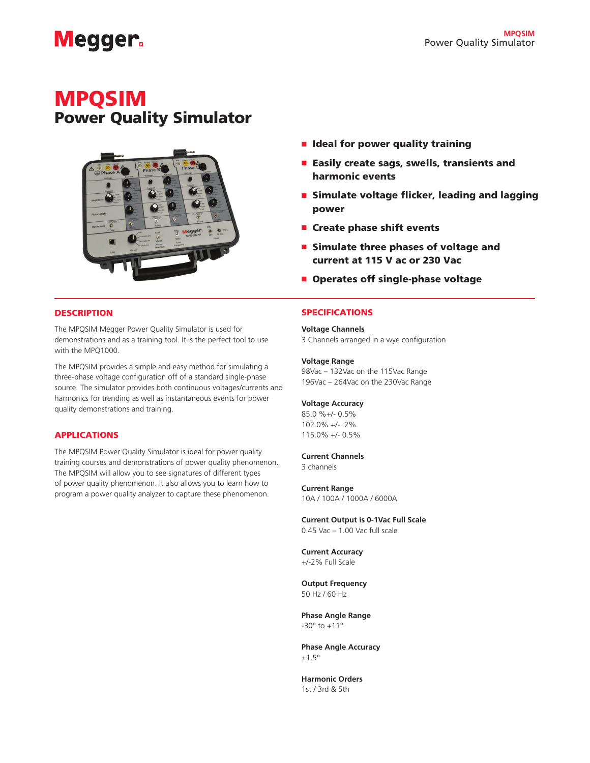# MPQSIM
## Power Quality Simulator

- **Ideal for power quality training**
- **Easily create sags, swells, transients and harmonic events**
- **Simulate voltage flicker, leading and lagging power**
- **Create phase shift events**
- **Simulate three phases of voltage and current at 115 V ac or 230 Vac**
- **Operates off single-phase voltage**

## DESCRIPTION

The MPQSIM Megger Power Quality Simulator is used for demonstrations and as a training tool. It is the perfect tool to use with the MPQ1000.

The MPQSIM provides a simple and easy method for simulating a three-phase voltage configuration off of a standard single-phase source. The simulator provides both continuous voltages/currents and harmonics for trending as well as instantaneous events for power quality demonstrations and training.

## APPLICATIONS

The MPQSIM Power Quality Simulator is ideal for power quality training courses and demonstrations of power quality phenomenon. The MPQSIM will allow you to see signatures of different types of power quality phenomenon. It also allows you to learn how to program a power quality analyzer to capture these phenomenon.

## SPECIFICATIONS

**Voltage Channels**
3 Channels arranged in a wye configuration

**Voltage Range**
98Vac – 132Vac on the 115Vac Range
196Vac – 264Vac on the 230Vac Range

**Voltage Accuracy**
85.0 %+/- 0.5%
102.0% +/- .2%
115.0% +/- 0.5%

**Current Channels**
3 channels

**Current Range**
10A / 100A / 1000A / 6000A

**Current Output is 0-1Vac Full Scale**
0.45 Vac – 1.00 Vac full scale

**Current Accuracy**
+/-2% Full Scale

**Output Frequency**
50 Hz / 60 Hz

**Phase Angle Range**
-30° to +11°

**Phase Angle Accuracy**
±1.5°

**Harmonic Orders**
1st / 3rd & 5th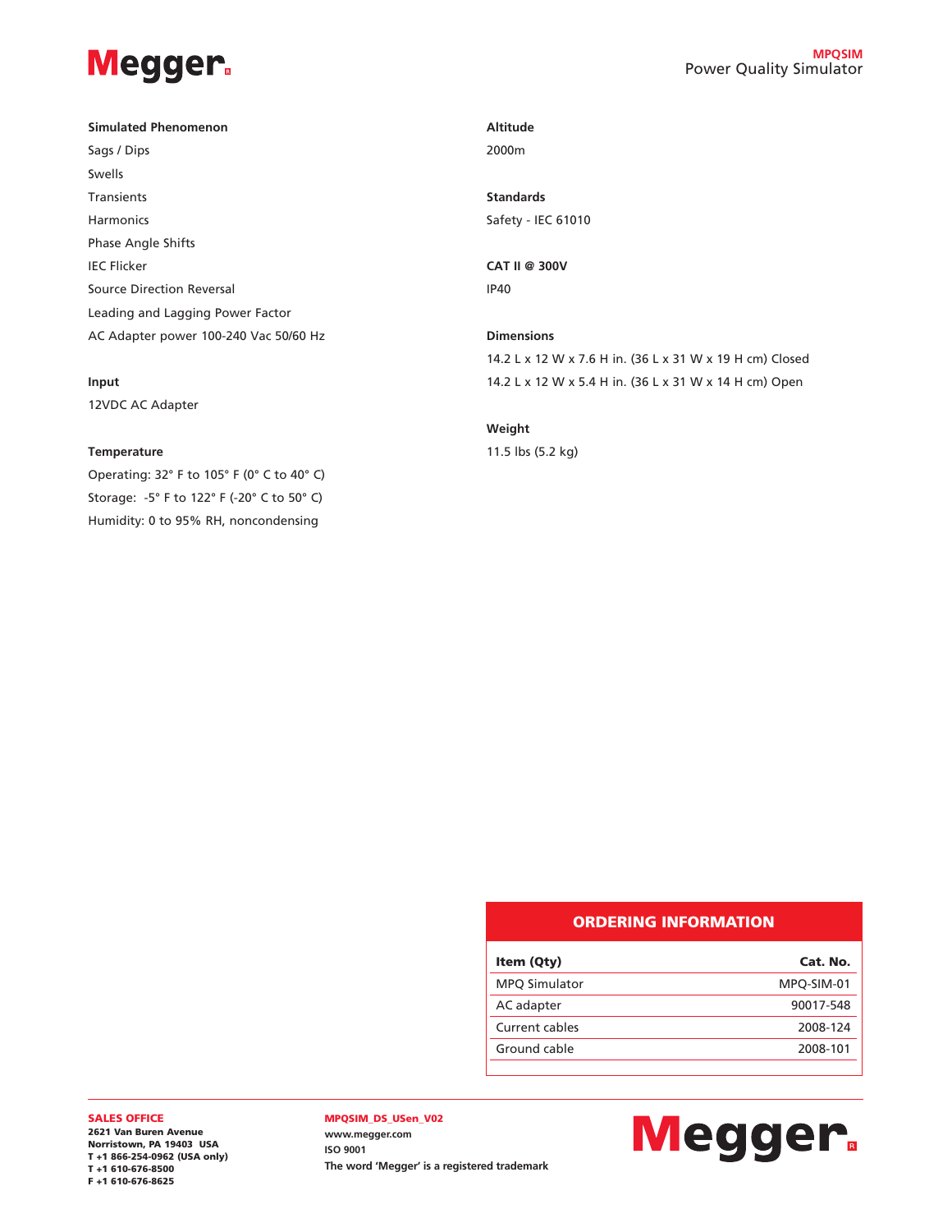**Simulated Phenomenon**

Sags / Dips

Swells

Transients

Harmonics

Phase Angle Shifts

IEC Flicker

Source Direction Reversal

Leading and Lagging Power Factor

AC Adapter power 100-240 Vac 50/60 Hz

**Input**

12VDC AC Adapter

**Temperature**

Operating: 32° F to 105° F (0° C to 40° C)

Storage: -5° F to 122° F (-20° C to 50° C)

Humidity: 0 to 95% RH, noncondensing

**Altitude**

2000m

**Standards**

Safety - IEC 61010

**CAT II @ 300V**

IP40

**Dimensions**

14.2 L x 12 W x 7.6 H in. (36 L x 31 W x 19 H cm) Closed

14.2 L x 12 W x 5.4 H in. (36 L x 31 W x 14 H cm) Open

**Weight**

11.5 lbs (5.2 kg)

## ORDERING INFORMATION

| Item (Qty) | Cat. No. |
|---|---|
| MPQ Simulator | MPQ-SIM-01 |
| AC adapter | 90017-548 |
| Current cables | 2008-124 |
| Ground cable | 2008-101 |

**SALES OFFICE**
**2621 Van Buren Avenue**
**Norristown, PA 19403 USA**
**T +1 866-254-0962 (USA only)**
**T +1 610-676-8500**
**F +1 610-676-8625**

**MPQSIM_DS_USen_V02**
**www.megger.com**
**ISO 9001**
**The word 'Megger' is a registered trademark**